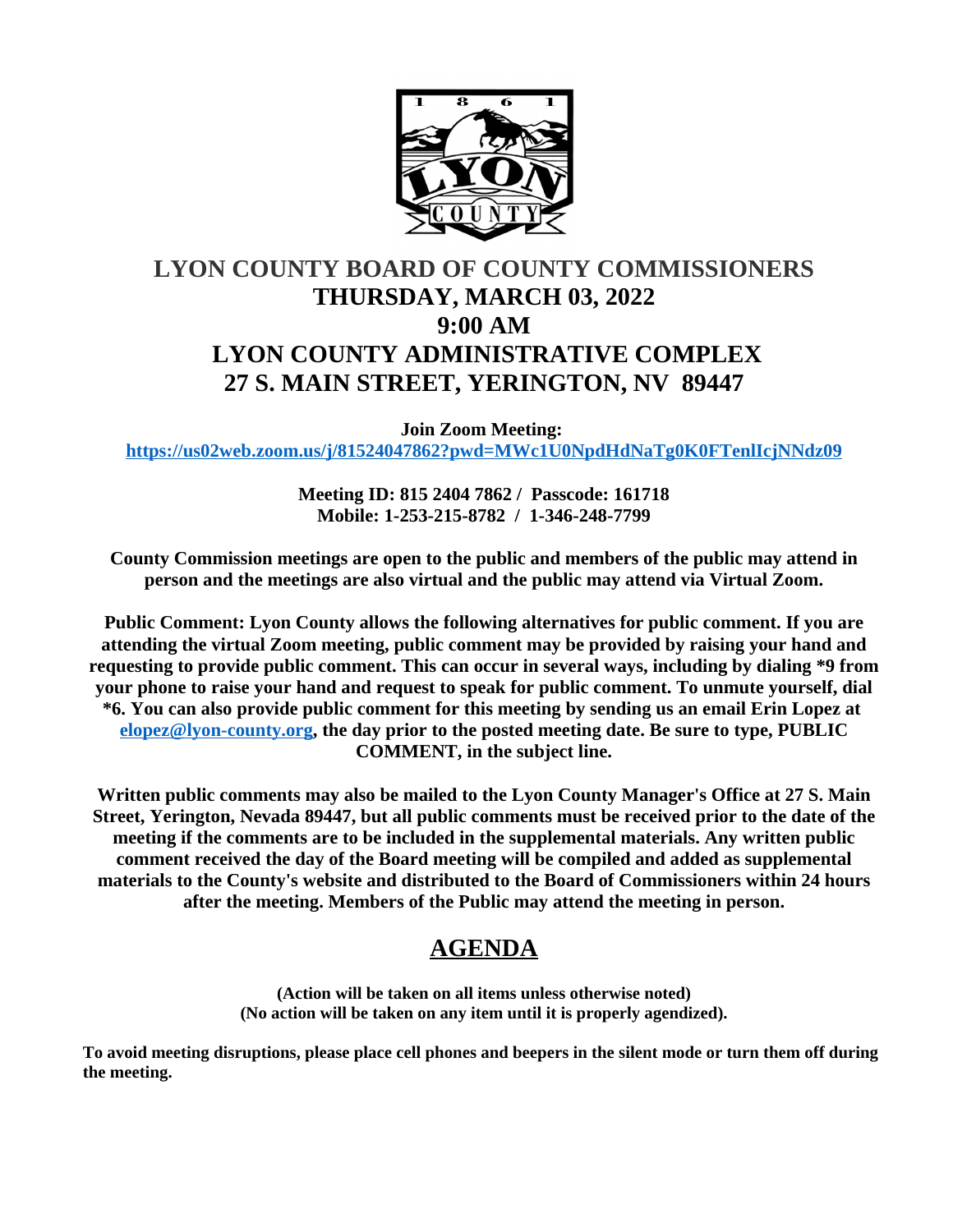# LYON COUNTY BOARD OF COUNTY COMMISSIONERS
## THURSDAY, MARCH 03, 2022
## 9:00 AM
## LYON COUNTY ADMINISTRATIVE COMPLEX
## 27 S. MAIN STREET, YERINGTON, NV 89447

**Join Zoom Meeting:**
**https://us02web.zoom.us/j/81524047862?pwd=MWc1U0NpdHdNaTg0K0FTenlIcjNNdz09**

**Meeting ID: 815 2404 7862 / Passcode: 161718**
**Mobile: 1-253-215-8782 / 1-346-248-7799**

**County Commission meetings are open to the public and members of the public may attend in person and the meetings are also virtual and the public may attend via Virtual Zoom.**

**Public Comment: Lyon County allows the following alternatives for public comment. If you are attending the virtual Zoom meeting, public comment may be provided by raising your hand and requesting to provide public comment. This can occur in several ways, including by dialing *9 from your phone to raise your hand and request to speak for public comment. To unmute yourself, dial *6. You can also provide public comment for this meeting by sending us an email Erin Lopez at elopez@lyon-county.org, the day prior to the posted meeting date. Be sure to type, PUBLIC COMMENT, in the subject line.**

**Written public comments may also be mailed to the Lyon County Manager's Office at 27 S. Main Street, Yerington, Nevada 89447, but all public comments must be received prior to the date of the meeting if the comments are to be included in the supplemental materials. Any written public comment received the day of the Board meeting will be compiled and added as supplemental materials to the County's website and distributed to the Board of Commissioners within 24 hours after the meeting. Members of the Public may attend the meeting in person.**

# AGENDA

**(Action will be taken on all items unless otherwise noted)**
**(No action will be taken on any item until it is properly agendized).**

**To avoid meeting disruptions, please place cell phones and beepers in the silent mode or turn them off during the meeting.**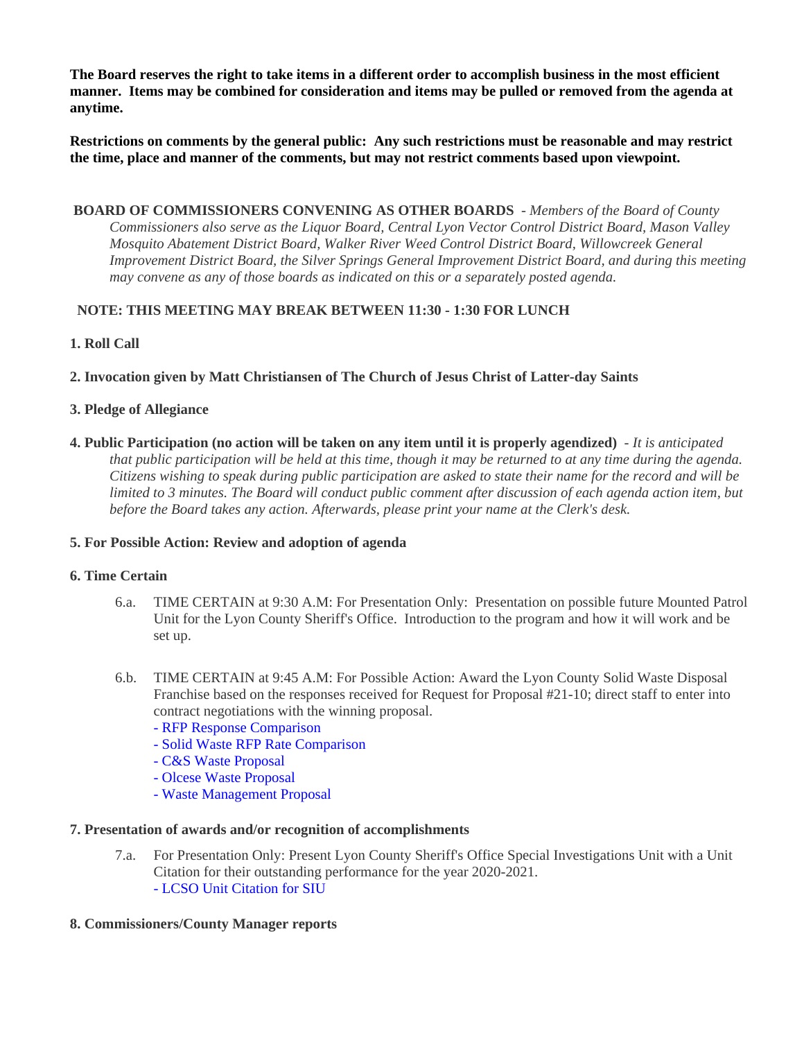**The Board reserves the right to take items in a different order to accomplish business in the most efficient manner. Items may be combined for consideration and items may be pulled or removed from the agenda at anytime.**

**Restrictions on comments by the general public: Any such restrictions must be reasonable and may restrict the time, place and manner of the comments, but may not restrict comments based upon viewpoint.**

**BOARD OF COMMISSIONERS CONVENING AS OTHER BOARDS** - *Members of the Board of County Commissioners also serve as the Liquor Board, Central Lyon Vector Control District Board, Mason Valley Mosquito Abatement District Board, Walker River Weed Control District Board, Willowcreek General Improvement District Board, the Silver Springs General Improvement District Board, and during this meeting may convene as any of those boards as indicated on this or a separately posted agenda.*

**NOTE: THIS MEETING MAY BREAK BETWEEN 11:30 - 1:30 FOR LUNCH**

**1. Roll Call**

**2. Invocation given by Matt Christiansen of The Church of Jesus Christ of Latter-day Saints**

**3. Pledge of Allegiance**

**4. Public Participation (no action will be taken on any item until it is properly agendized)** - *It is anticipated that public participation will be held at this time, though it may be returned to at any time during the agenda. Citizens wishing to speak during public participation are asked to state their name for the record and will be limited to 3 minutes. The Board will conduct public comment after discussion of each agenda action item, but before the Board takes any action. Afterwards, please print your name at the Clerk's desk.*

**5. For Possible Action: Review and adoption of agenda**

**6. Time Certain**

6.a. TIME CERTAIN at 9:30 A.M: For Presentation Only: Presentation on possible future Mounted Patrol Unit for the Lyon County Sheriff's Office. Introduction to the program and how it will work and be set up.

6.b. TIME CERTAIN at 9:45 A.M: For Possible Action: Award the Lyon County Solid Waste Disposal Franchise based on the responses received for Request for Proposal #21-10; direct staff to enter into contract negotiations with the winning proposal.
- RFP Response Comparison
- Solid Waste RFP Rate Comparison
- C&S Waste Proposal
- Olcese Waste Proposal
- Waste Management Proposal

**7. Presentation of awards and/or recognition of accomplishments**

7.a. For Presentation Only: Present Lyon County Sheriff's Office Special Investigations Unit with a Unit Citation for their outstanding performance for the year 2020-2021.
- LCSO Unit Citation for SIU

**8. Commissioners/County Manager reports**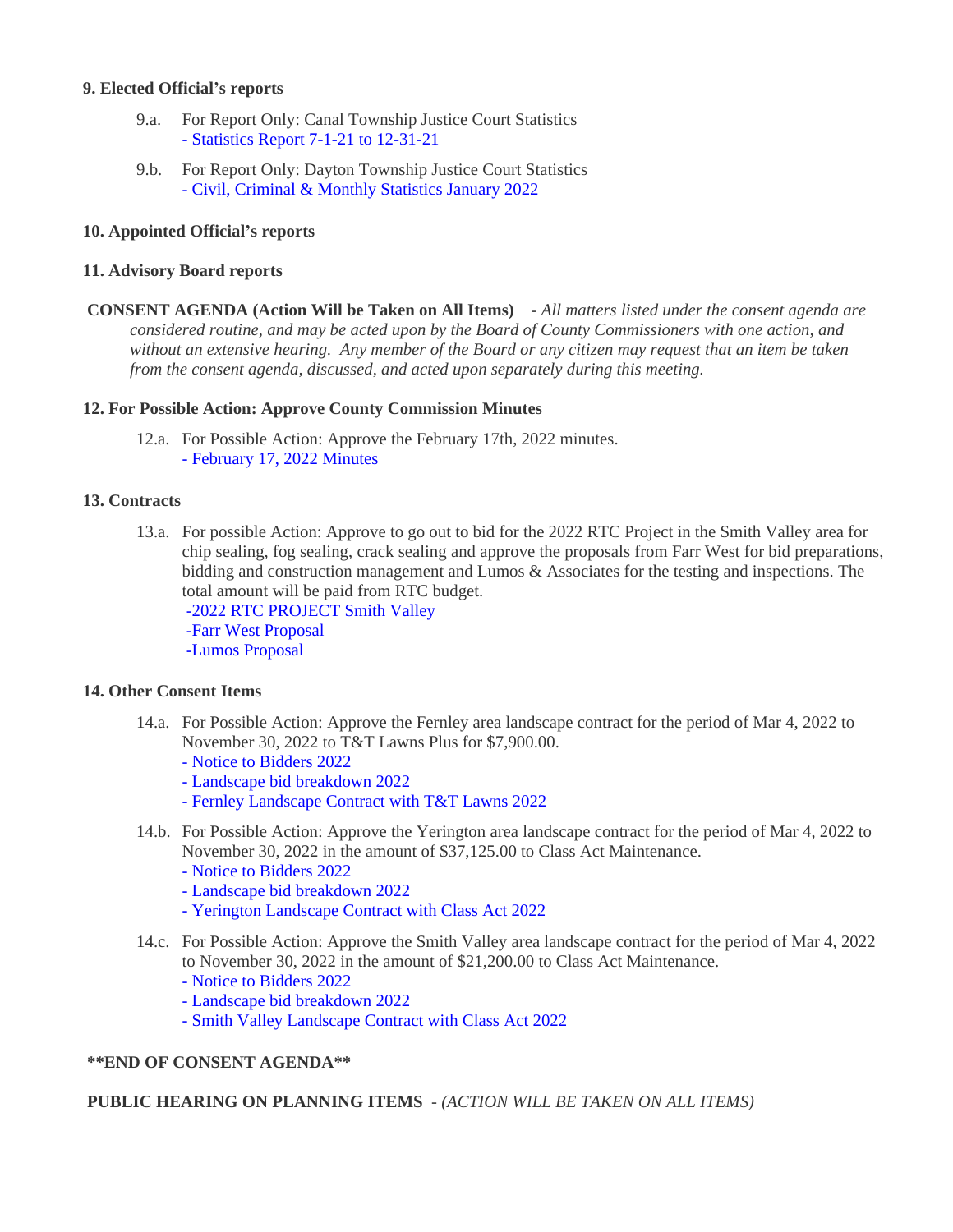**9. Elected Official's reports**

9.a. For Report Only: Canal Township Justice Court Statistics
- Statistics Report 7-1-21 to 12-31-21

9.b. For Report Only: Dayton Township Justice Court Statistics
- Civil, Criminal & Monthly Statistics January 2022

**10. Appointed Official's reports**

**11. Advisory Board reports**

**CONSENT AGENDA (Action Will be Taken on All Items)** - *All matters listed under the consent agenda are considered routine, and may be acted upon by the Board of County Commissioners with one action, and without an extensive hearing. Any member of the Board or any citizen may request that an item be taken from the consent agenda, discussed, and acted upon separately during this meeting.*

**12. For Possible Action: Approve County Commission Minutes**

12.a. For Possible Action: Approve the February 17th, 2022 minutes.
- February 17, 2022 Minutes

**13. Contracts**

13.a. For possible Action: Approve to go out to bid for the 2022 RTC Project in the Smith Valley area for chip sealing, fog sealing, crack sealing and approve the proposals from Farr West for bid preparations, bidding and construction management and Lumos & Associates for the testing and inspections. The total amount will be paid from RTC budget.
-2022 RTC PROJECT Smith Valley
-Farr West Proposal
-Lumos Proposal

**14. Other Consent Items**

14.a. For Possible Action: Approve the Fernley area landscape contract for the period of Mar 4, 2022 to November 30, 2022 to T&T Lawns Plus for $7,900.00.
- Notice to Bidders 2022
- Landscape bid breakdown 2022
- Fernley Landscape Contract with T&T Lawns 2022

14.b. For Possible Action: Approve the Yerington area landscape contract for the period of Mar 4, 2022 to November 30, 2022 in the amount of $37,125.00 to Class Act Maintenance.
- Notice to Bidders 2022
- Landscape bid breakdown 2022
- Yerington Landscape Contract with Class Act 2022

14.c. For Possible Action: Approve the Smith Valley area landscape contract for the period of Mar 4, 2022 to November 30, 2022 in the amount of $21,200.00 to Class Act Maintenance.
- Notice to Bidders 2022
- Landscape bid breakdown 2022
- Smith Valley Landscape Contract with Class Act 2022

**\*\*END OF CONSENT AGENDA\*\***

**PUBLIC HEARING ON PLANNING ITEMS** - *(ACTION WILL BE TAKEN ON ALL ITEMS)*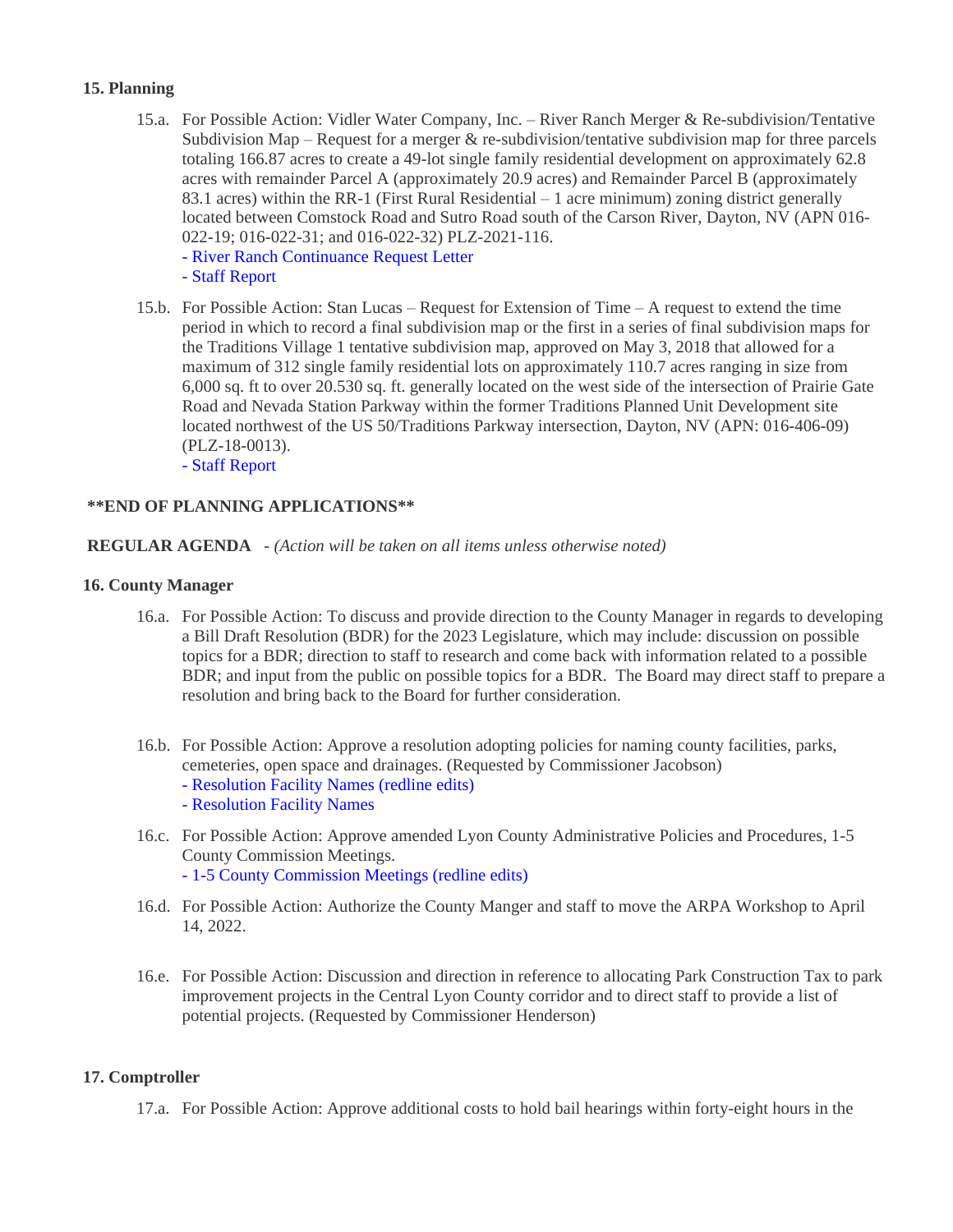**15. Planning**

15.a. For Possible Action: Vidler Water Company, Inc. – River Ranch Merger & Re-subdivision/Tentative Subdivision Map – Request for a merger & re-subdivision/tentative subdivision map for three parcels totaling 166.87 acres to create a 49-lot single family residential development on approximately 62.8 acres with remainder Parcel A (approximately 20.9 acres) and Remainder Parcel B (approximately 83.1 acres) within the RR-1 (First Rural Residential – 1 acre minimum) zoning district generally located between Comstock Road and Sutro Road south of the Carson River, Dayton, NV (APN 016-022-19; 016-022-31; and 016-022-32) PLZ-2021-116.
- River Ranch Continuance Request Letter
- Staff Report

15.b. For Possible Action: Stan Lucas – Request for Extension of Time – A request to extend the time period in which to record a final subdivision map or the first in a series of final subdivision maps for the Traditions Village 1 tentative subdivision map, approved on May 3, 2018 that allowed for a maximum of 312 single family residential lots on approximately 110.7 acres ranging in size from 6,000 sq. ft to over 20.530 sq. ft. generally located on the west side of the intersection of Prairie Gate Road and Nevada Station Parkway within the former Traditions Planned Unit Development site located northwest of the US 50/Traditions Parkway intersection, Dayton, NV (APN: 016-406-09) (PLZ-18-0013).
- Staff Report

**END OF PLANNING APPLICATIONS**

**REGULAR AGENDA** - *(Action will be taken on all items unless otherwise noted)*

**16. County Manager**

16.a. For Possible Action: To discuss and provide direction to the County Manager in regards to developing a Bill Draft Resolution (BDR) for the 2023 Legislature, which may include: discussion on possible topics for a BDR; direction to staff to research and come back with information related to a possible BDR; and input from the public on possible topics for a BDR. The Board may direct staff to prepare a resolution and bring back to the Board for further consideration.

16.b. For Possible Action: Approve a resolution adopting policies for naming county facilities, parks, cemeteries, open space and drainages. (Requested by Commissioner Jacobson)
- Resolution Facility Names (redline edits)
- Resolution Facility Names

16.c. For Possible Action: Approve amended Lyon County Administrative Policies and Procedures, 1-5 County Commission Meetings.
- 1-5 County Commission Meetings (redline edits)

16.d. For Possible Action: Authorize the County Manger and staff to move the ARPA Workshop to April 14, 2022.

16.e. For Possible Action: Discussion and direction in reference to allocating Park Construction Tax to park improvement projects in the Central Lyon County corridor and to direct staff to provide a list of potential projects. (Requested by Commissioner Henderson)

**17. Comptroller**

17.a. For Possible Action: Approve additional costs to hold bail hearings within forty-eight hours in the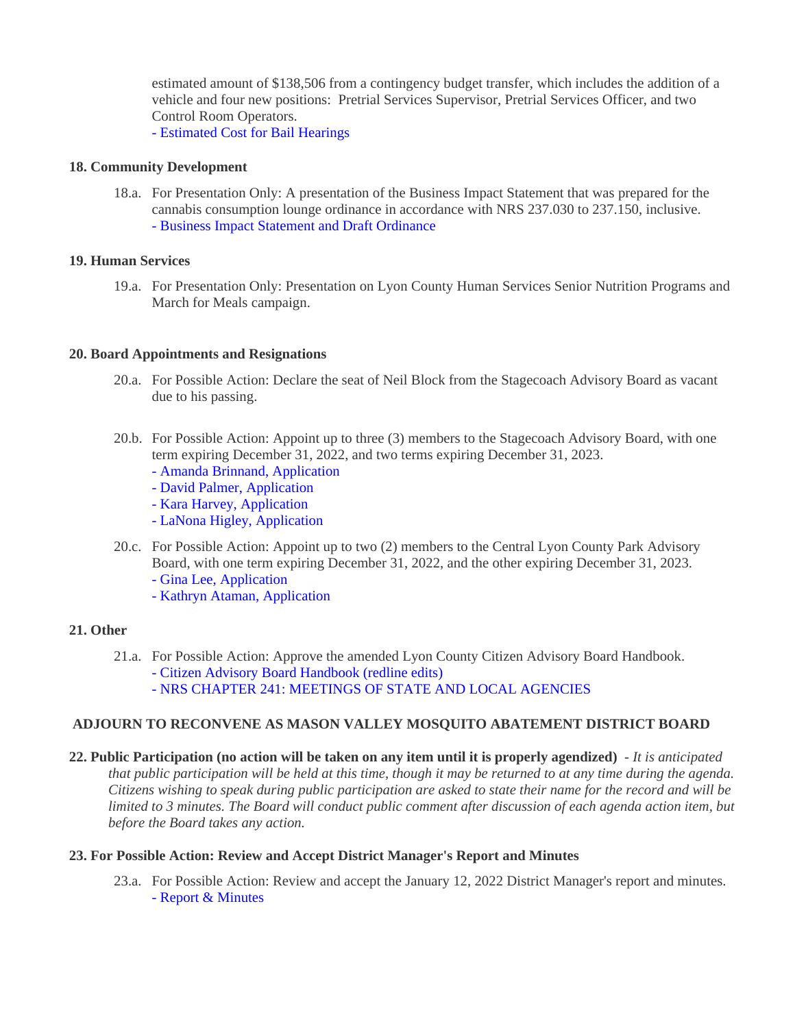estimated amount of $138,506 from a contingency budget transfer, which includes the addition of a vehicle and four new positions: Pretrial Services Supervisor, Pretrial Services Officer, and two Control Room Operators.
- Estimated Cost for Bail Hearings

**18. Community Development**

18.a. For Presentation Only: A presentation of the Business Impact Statement that was prepared for the cannabis consumption lounge ordinance in accordance with NRS 237.030 to 237.150, inclusive.
- Business Impact Statement and Draft Ordinance

**19. Human Services**

19.a. For Presentation Only: Presentation on Lyon County Human Services Senior Nutrition Programs and March for Meals campaign.

**20. Board Appointments and Resignations**

20.a. For Possible Action: Declare the seat of Neil Block from the Stagecoach Advisory Board as vacant due to his passing.

20.b. For Possible Action: Appoint up to three (3) members to the Stagecoach Advisory Board, with one term expiring December 31, 2022, and two terms expiring December 31, 2023.
- Amanda Brinnand, Application
- David Palmer, Application
- Kara Harvey, Application
- LaNona Higley, Application

20.c. For Possible Action: Appoint up to two (2) members to the Central Lyon County Park Advisory Board, with one term expiring December 31, 2022, and the other expiring December 31, 2023.
- Gina Lee, Application
- Kathryn Ataman, Application

**21. Other**

21.a. For Possible Action: Approve the amended Lyon County Citizen Advisory Board Handbook.
- Citizen Advisory Board Handbook (redline edits)
- NRS CHAPTER 241: MEETINGS OF STATE AND LOCAL AGENCIES

**ADJOURN TO RECONVENE AS MASON VALLEY MOSQUITO ABATEMENT DISTRICT BOARD**

**22. Public Participation (no action will be taken on any item until it is properly agendized)** - *It is anticipated that public participation will be held at this time, though it may be returned to at any time during the agenda. Citizens wishing to speak during public participation are asked to state their name for the record and will be limited to 3 minutes. The Board will conduct public comment after discussion of each agenda action item, but before the Board takes any action.*

**23. For Possible Action: Review and Accept District Manager's Report and Minutes**

23.a. For Possible Action: Review and accept the January 12, 2022 District Manager's report and minutes.
- Report & Minutes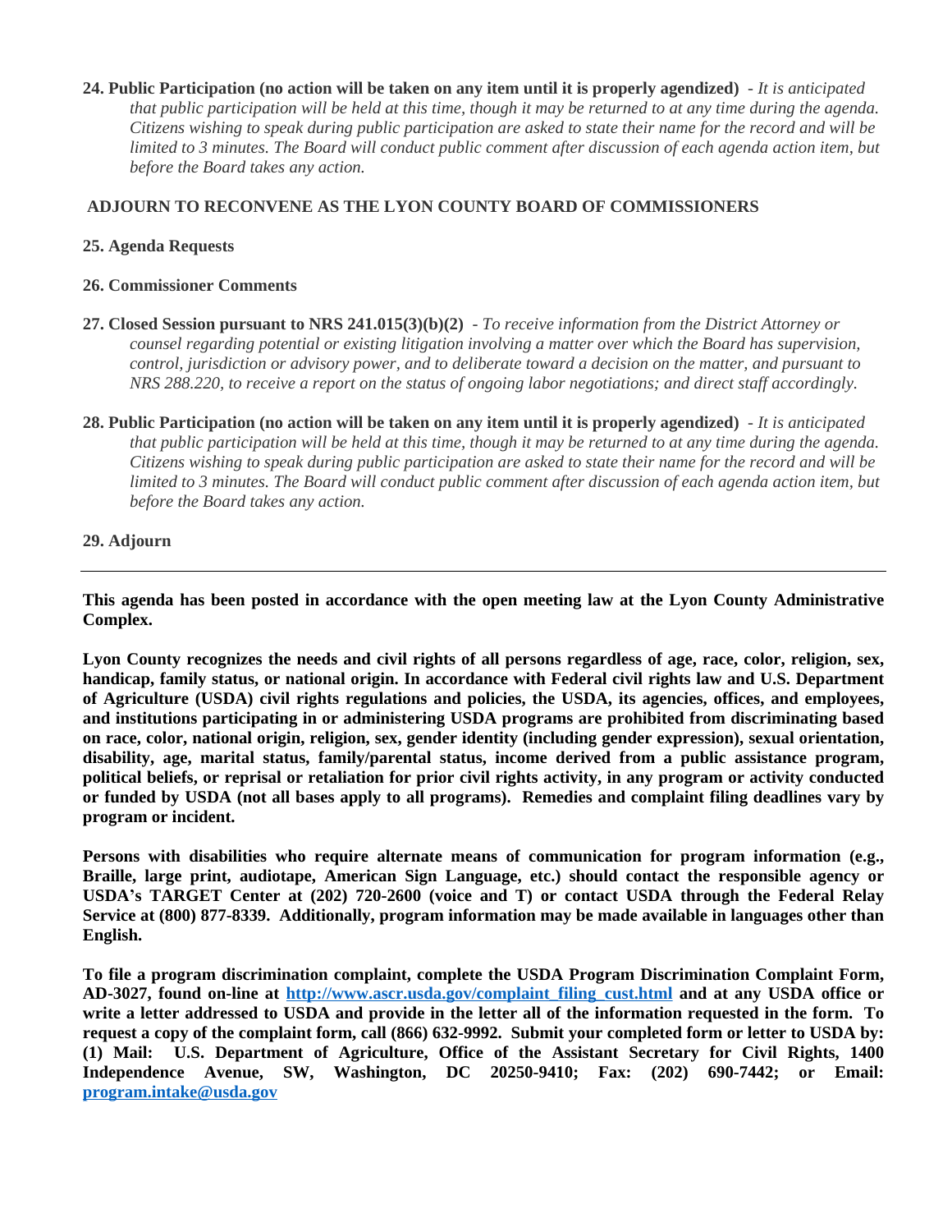**24. Public Participation (no action will be taken on any item until it is properly agendized)** - *It is anticipated that public participation will be held at this time, though it may be returned to at any time during the agenda. Citizens wishing to speak during public participation are asked to state their name for the record and will be limited to 3 minutes. The Board will conduct public comment after discussion of each agenda action item, but before the Board takes any action.*

**ADJOURN TO RECONVENE AS THE LYON COUNTY BOARD OF COMMISSIONERS**

**25. Agenda Requests**

**26. Commissioner Comments**

**27. Closed Session pursuant to NRS 241.015(3)(b)(2)** - *To receive information from the District Attorney or counsel regarding potential or existing litigation involving a matter over which the Board has supervision, control, jurisdiction or advisory power, and to deliberate toward a decision on the matter, and pursuant to NRS 288.220, to receive a report on the status of ongoing labor negotiations; and direct staff accordingly.*

**28. Public Participation (no action will be taken on any item until it is properly agendized)** - *It is anticipated that public participation will be held at this time, though it may be returned to at any time during the agenda. Citizens wishing to speak during public participation are asked to state their name for the record and will be limited to 3 minutes. The Board will conduct public comment after discussion of each agenda action item, but before the Board takes any action.*

**29. Adjourn**

---

**This agenda has been posted in accordance with the open meeting law at the Lyon County Administrative Complex.**

**Lyon County recognizes the needs and civil rights of all persons regardless of age, race, color, religion, sex, handicap, family status, or national origin. In accordance with Federal civil rights law and U.S. Department of Agriculture (USDA) civil rights regulations and policies, the USDA, its agencies, offices, and employees, and institutions participating in or administering USDA programs are prohibited from discriminating based on race, color, national origin, religion, sex, gender identity (including gender expression), sexual orientation, disability, age, marital status, family/parental status, income derived from a public assistance program, political beliefs, or reprisal or retaliation for prior civil rights activity, in any program or activity conducted or funded by USDA (not all bases apply to all programs). Remedies and complaint filing deadlines vary by program or incident.**

**Persons with disabilities who require alternate means of communication for program information (e.g., Braille, large print, audiotape, American Sign Language, etc.) should contact the responsible agency or USDA's TARGET Center at (202) 720-2600 (voice and T) or contact USDA through the Federal Relay Service at (800) 877-8339. Additionally, program information may be made available in languages other than English.**

**To file a program discrimination complaint, complete the USDA Program Discrimination Complaint Form, AD-3027, found on-line at [http://www.ascr.usda.gov/complaint_filing_cust.html](http://www.ascr.usda.gov/complaint_filing_cust.html) and at any USDA office or write a letter addressed to USDA and provide in the letter all of the information requested in the form. To request a copy of the complaint form, call (866) 632-9992. Submit your completed form or letter to USDA by: (1) Mail: U.S. Department of Agriculture, Office of the Assistant Secretary for Civil Rights, 1400 Independence Avenue, SW, Washington, DC 20250-9410; Fax: (202) 690-7442; or Email: [program.intake@usda.gov](mailto:program.intake@usda.gov)**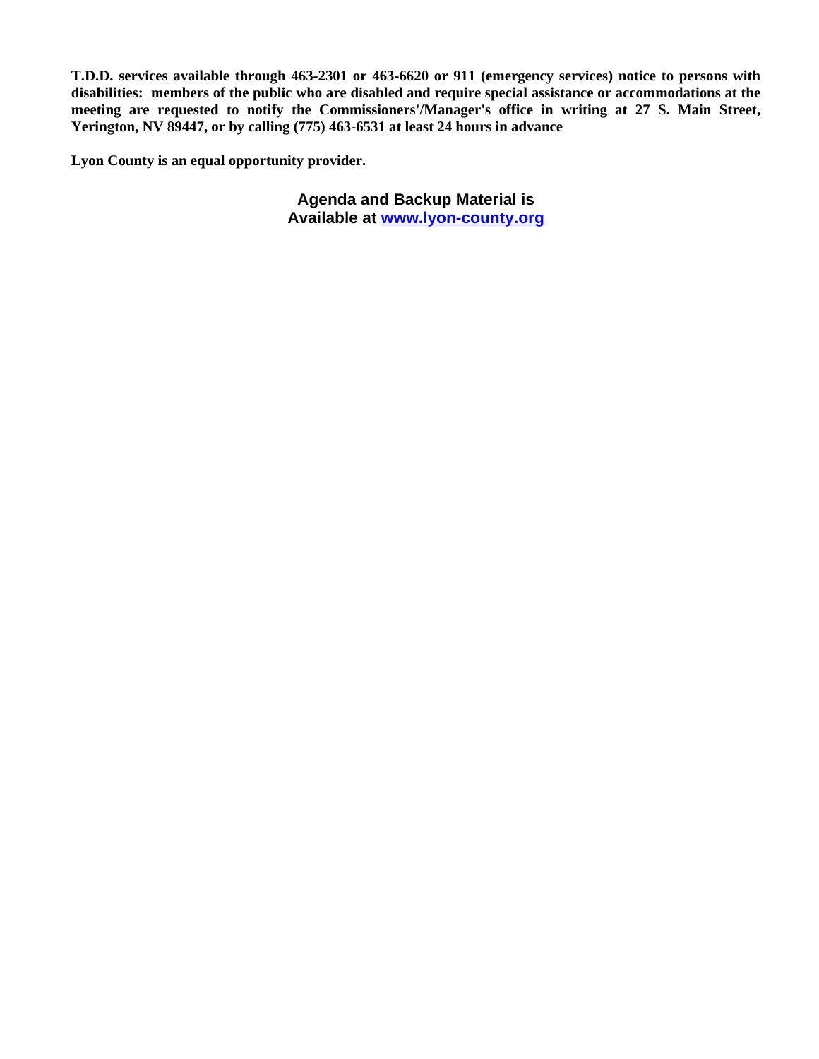**T.D.D. services available through 463-2301 or 463-6620 or 911 (emergency services) notice to persons with disabilities: members of the public who are disabled and require special assistance or accommodations at the meeting are requested to notify the Commissioners'/Manager's office in writing at 27 S. Main Street, Yerington, NV 89447, or by calling (775) 463-6531 at least 24 hours in advance**

**Lyon County is an equal opportunity provider.**

**Agenda and Backup Material is Available at [www.lyon-county.org](www.lyon-county.org)**